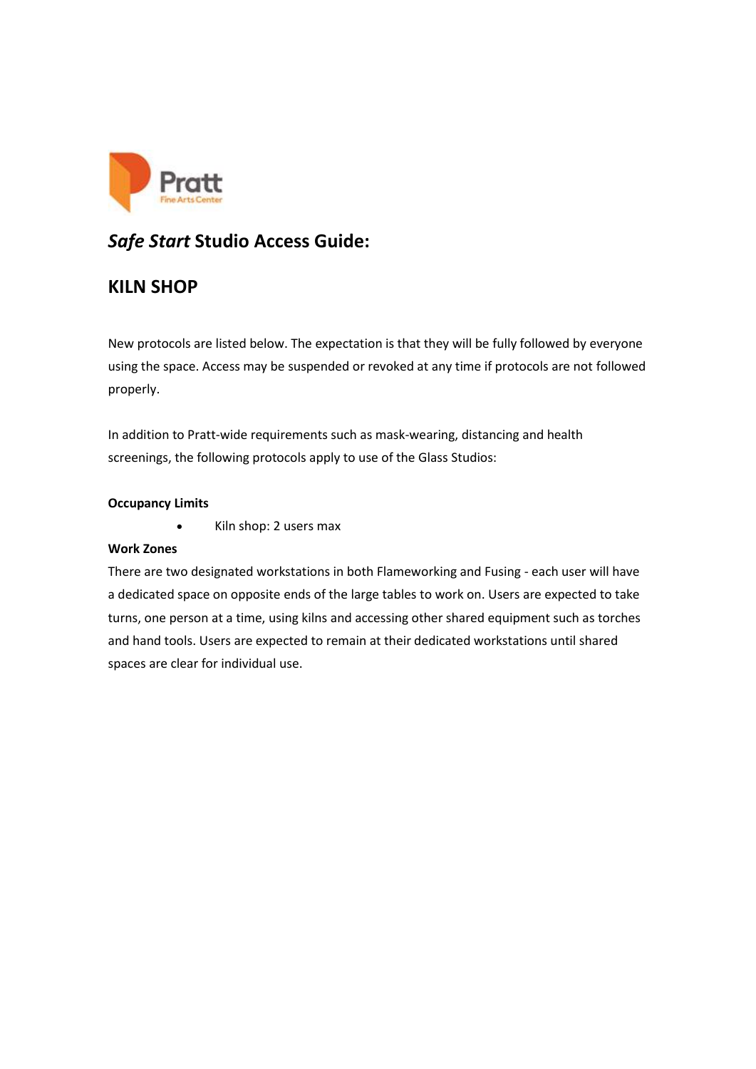# *Safe Start* Studio Access Guide:

## KILN SHOP

New protocols are listed below. The expectation is that they will be fully followed by everyone using the space. Access may be suspended or revoked at any time if protocols are not followed properly.

In addition to Pratt-wide requirements such as mask-wearing, distancing and health screenings, the following protocols apply to use of the Glass Studios:

**Occupancy Limits**

- Kiln shop: 2 users max

**Work Zones**

There are two designated workstations in both Flameworking and Fusing - each user will have a dedicated space on opposite ends of the large tables to work on. Users are expected to take turns, one person at a time, using kilns and accessing other shared equipment such as torches and hand tools. Users are expected to remain at their dedicated workstations until shared spaces are clear for individual use.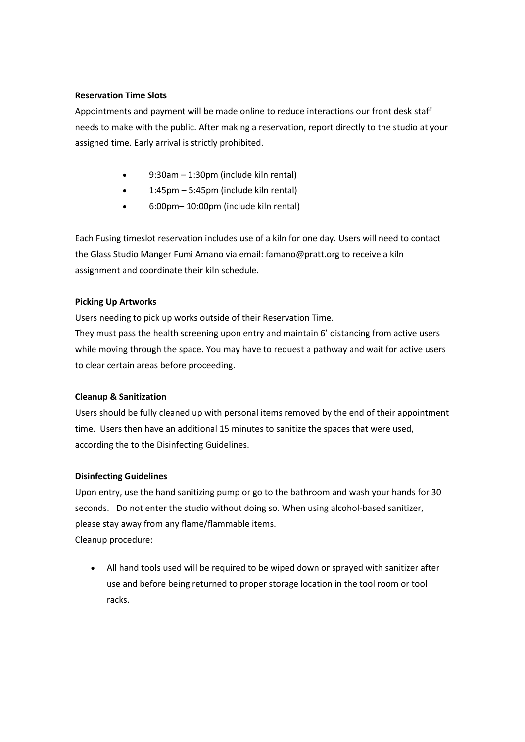**Reservation Time Slots**

Appointments and payment will be made online to reduce interactions our front desk staff needs to make with the public. After making a reservation, report directly to the studio at your assigned time. Early arrival is strictly prohibited.

- 9:30am – 1:30pm (include kiln rental)
- 1:45pm – 5:45pm (include kiln rental)
- 6:00pm– 10:00pm (include kiln rental)

Each Fusing timeslot reservation includes use of a kiln for one day. Users will need to contact the Glass Studio Manger Fumi Amano via email: famano@pratt.org to receive a kiln assignment and coordinate their kiln schedule.

**Picking Up Artworks**

Users needing to pick up works outside of their Reservation Time.
They must pass the health screening upon entry and maintain 6' distancing from active users while moving through the space. You may have to request a pathway and wait for active users to clear certain areas before proceeding.

**Cleanup & Sanitization**

Users should be fully cleaned up with personal items removed by the end of their appointment time. Users then have an additional 15 minutes to sanitize the spaces that were used, according the to the Disinfecting Guidelines.

**Disinfecting Guidelines**

Upon entry, use the hand sanitizing pump or go to the bathroom and wash your hands for 30 seconds. Do not enter the studio without doing so. When using alcohol-based sanitizer, please stay away from any flame/flammable items.
Cleanup procedure:

- All hand tools used will be required to be wiped down or sprayed with sanitizer after use and before being returned to proper storage location in the tool room or tool racks.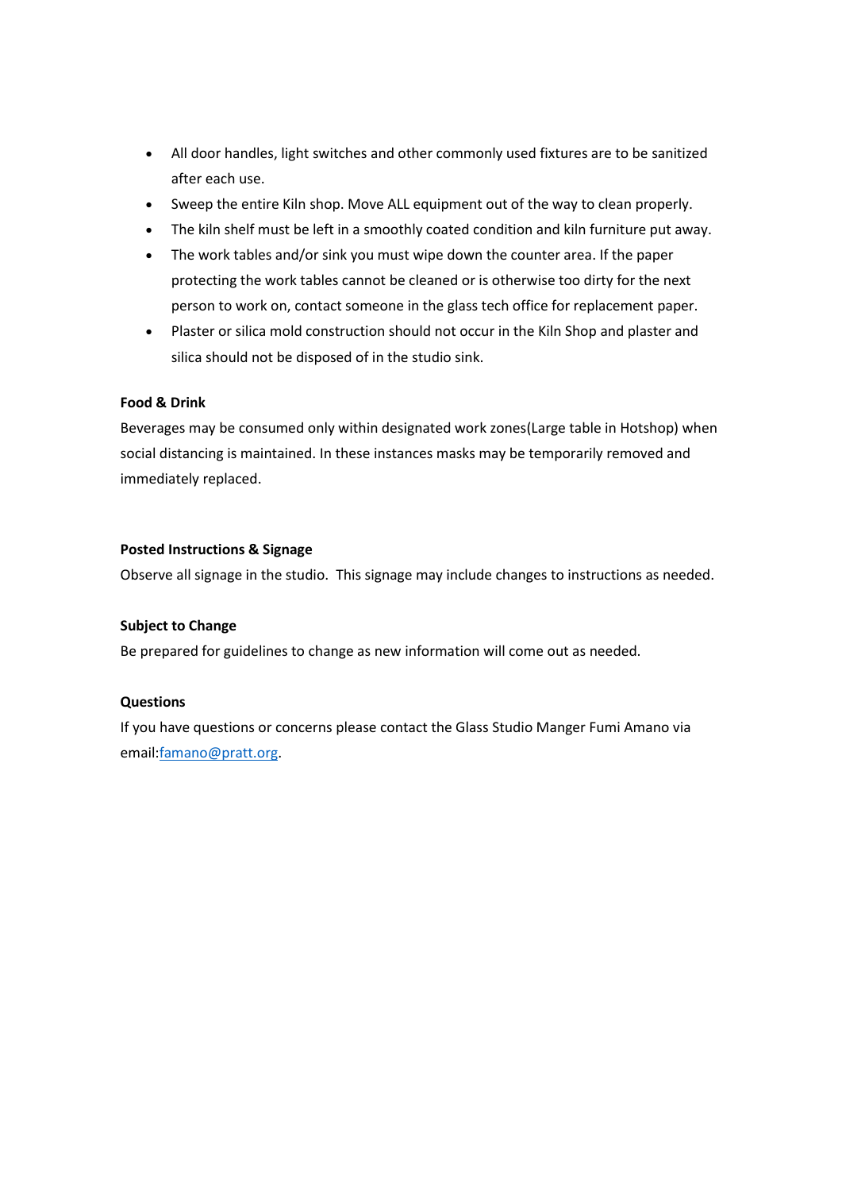- All door handles, light switches and other commonly used fixtures are to be sanitized after each use.
- Sweep the entire Kiln shop. Move ALL equipment out of the way to clean properly.
- The kiln shelf must be left in a smoothly coated condition and kiln furniture put away.
- The work tables and/or sink you must wipe down the counter area. If the paper protecting the work tables cannot be cleaned or is otherwise too dirty for the next person to work on, contact someone in the glass tech office for replacement paper.
- Plaster or silica mold construction should not occur in the Kiln Shop and plaster and silica should not be disposed of in the studio sink.

**Food & Drink**

Beverages may be consumed only within designated work zones(Large table in Hotshop) when social distancing is maintained. In these instances masks may be temporarily removed and immediately replaced.

**Posted Instructions & Signage**

Observe all signage in the studio. This signage may include changes to instructions as needed.

**Subject to Change**

Be prepared for guidelines to change as new information will come out as needed.

**Questions**

If you have questions or concerns please contact the Glass Studio Manger Fumi Amano via email:famano@pratt.org.